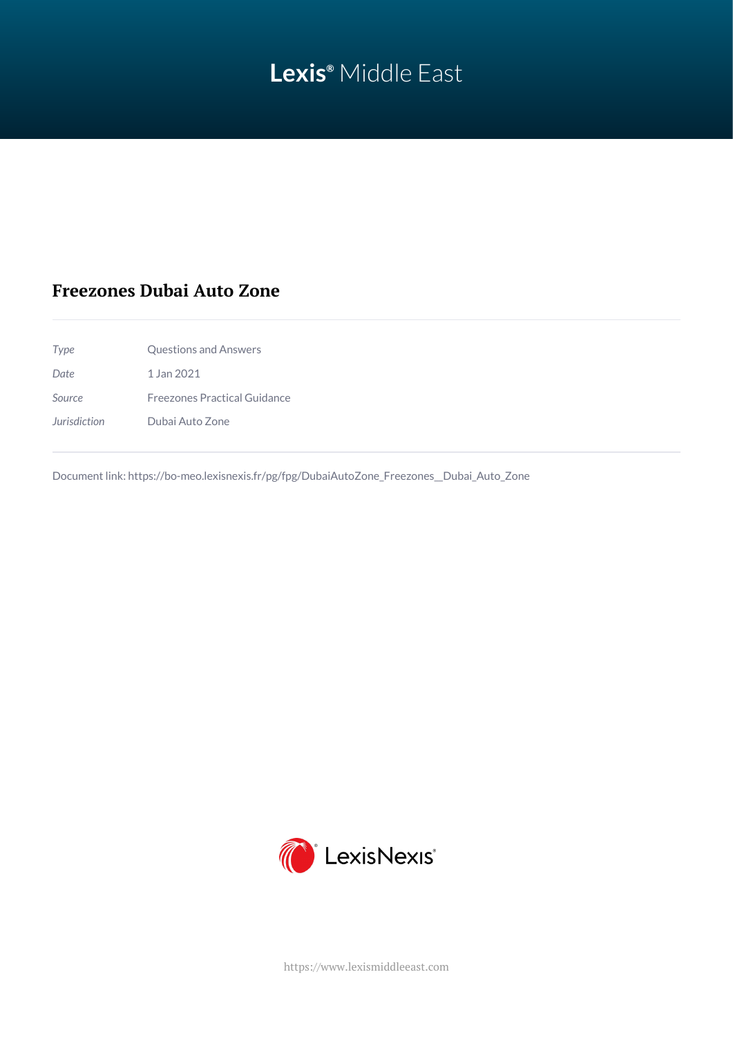Lexis® Middle East

# Freezones Dubai Auto Zone

| | |
|---|---|
| *Type* | Questions and Answers |
| *Date* | 1 Jan 2021 |
| *Source* | Freezones Practical Guidance |
| *Jurisdiction* | Dubai Auto Zone |

Document link: https://bo-meo.lexisnexis.fr/pg/fpg/DubaiAutoZone_Freezones__Dubai_Auto_Zone

LexisNexis®

https://www.lexismiddleeast.com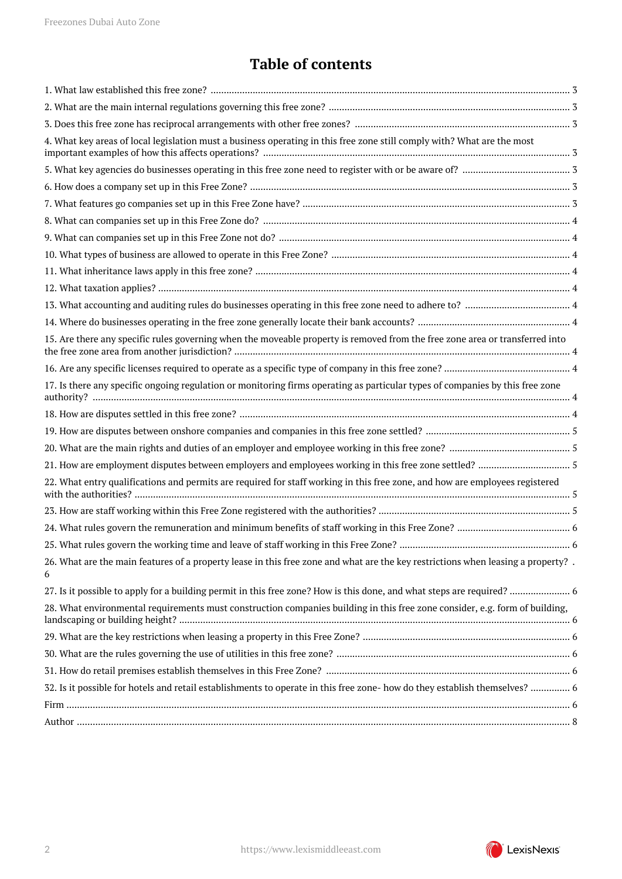# Table of contents

1. What law established this free zone? ..... 3
2. What are the main internal regulations governing this free zone? ..... 3
3. Does this free zone has reciprocal arrangements with other free zones? ..... 3
4. What key areas of local legislation must a business operating in this free zone still comply with? What are the most important examples of how this affects operations? ..... 3
5. What key agencies do businesses operating in this free zone need to register with or be aware of? ..... 3
6. How does a company set up in this Free Zone? ..... 3
7. What features go companies set up in this Free Zone have? ..... 3
8. What can companies set up in this Free Zone do? ..... 4
9. What can companies set up in this Free Zone not do? ..... 4
10. What types of business are allowed to operate in this Free Zone? ..... 4
11. What inheritance laws apply in this free zone? ..... 4
12. What taxation applies? ..... 4
13. What accounting and auditing rules do businesses operating in this free zone need to adhere to? ..... 4
14. Where do businesses operating in the free zone generally locate their bank accounts? ..... 4
15. Are there any specific rules governing when the moveable property is removed from the free zone area or transferred into the free zone area from another jurisdiction? ..... 4
16. Are any specific licenses required to operate as a specific type of company in this free zone? ..... 4
17. Is there any specific ongoing regulation or monitoring firms operating as particular types of companies by this free zone authority? ..... 4
18. How are disputes settled in this free zone? ..... 4
19. How are disputes between onshore companies and companies in this free zone settled? ..... 5
20. What are the main rights and duties of an employer and employee working in this free zone? ..... 5
21. How are employment disputes between employers and employees working in this free zone settled? ..... 5
22. What entry qualifications and permits are required for staff working in this free zone, and how are employees registered with the authorities? ..... 5
23. How are staff working within this Free Zone registered with the authorities? ..... 5
24. What rules govern the remuneration and minimum benefits of staff working in this Free Zone? ..... 6
25. What rules govern the working time and leave of staff working in this Free Zone? ..... 6
26. What are the main features of a property lease in this free zone and what are the key restrictions when leasing a property? . 6
27. Is it possible to apply for a building permit in this free zone? How is this done, and what steps are required? ..... 6
28. What environmental requirements must construction companies building in this free zone consider, e.g. form of building, landscaping or building height? ..... 6
29. What are the key restrictions when leasing a property in this Free Zone? ..... 6
30. What are the rules governing the use of utilities in this free zone? ..... 6
31. How do retail premises establish themselves in this Free Zone? ..... 6
32. Is it possible for hotels and retail establishments to operate in this free zone- how do they establish themselves? ..... 6

Firm ..... 6

Author ..... 8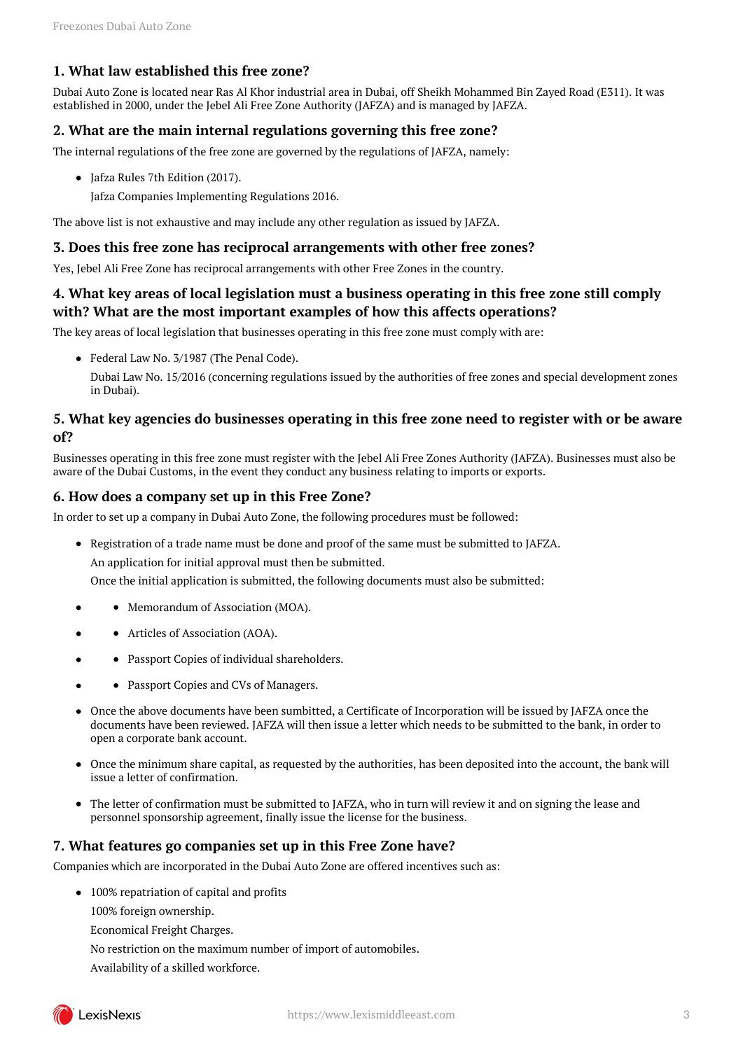## 1. What law established this free zone?

Dubai Auto Zone is located near Ras Al Khor industrial area in Dubai, off Sheikh Mohammed Bin Zayed Road (E311). It was established in 2000, under the Jebel Ali Free Zone Authority (JAFZA) and is managed by JAFZA.

## 2. What are the main internal regulations governing this free zone?

The internal regulations of the free zone are governed by the regulations of JAFZA, namely:

- Jafza Rules 7th Edition (2017).
  Jafza Companies Implementing Regulations 2016.

The above list is not exhaustive and may include any other regulation as issued by JAFZA.

## 3. Does this free zone has reciprocal arrangements with other free zones?

Yes, Jebel Ali Free Zone has reciprocal arrangements with other Free Zones in the country.

## 4. What key areas of local legislation must a business operating in this free zone still comply with? What are the most important examples of how this affects operations?

The key areas of local legislation that businesses operating in this free zone must comply with are:

- Federal Law No. 3/1987 (The Penal Code).
  Dubai Law No. 15/2016 (concerning regulations issued by the authorities of free zones and special development zones in Dubai).

## 5. What key agencies do businesses operating in this free zone need to register with or be aware of?

Businesses operating in this free zone must register with the Jebel Ali Free Zones Authority (JAFZA). Businesses must also be aware of the Dubai Customs, in the event they conduct any business relating to imports or exports.

## 6. How does a company set up in this Free Zone?

In order to set up a company in Dubai Auto Zone, the following procedures must be followed:

- Registration of a trade name must be done and proof of the same must be submitted to JAFZA.
  An application for initial approval must then be submitted.
  Once the initial application is submitted, the following documents must also be submitted:
- - Memorandum of Association (MOA).
- - Articles of Association (AOA).
- - Passport Copies of individual shareholders.
- - Passport Copies and CVs of Managers.
- Once the above documents have been sumbitted, a Certificate of Incorporation will be issued by JAFZA once the documents have been reviewed. JAFZA will then issue a letter which needs to be submitted to the bank, in order to open a corporate bank account.
- Once the minimum share capital, as requested by the authorities, has been deposited into the account, the bank will issue a letter of confirmation.
- The letter of confirmation must be submitted to JAFZA, who in turn will review it and on signing the lease and personnel sponsorship agreement, finally issue the license for the business.

## 7. What features go companies set up in this Free Zone have?

Companies which are incorporated in the Dubai Auto Zone are offered incentives such as:

- 100% repatriation of capital and profits
  100% foreign ownership.
  Economical Freight Charges.
  No restriction on the maximum number of import of automobiles.
  Availability of a skilled workforce.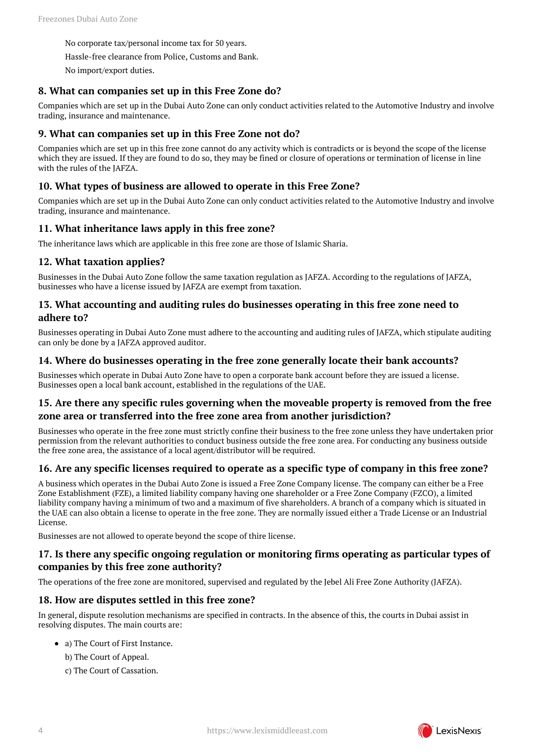No corporate tax/personal income tax for 50 years.

Hassle-free clearance from Police, Customs and Bank.

No import/export duties.

### 8. What can companies set up in this Free Zone do?

Companies which are set up in the Dubai Auto Zone can only conduct activities related to the Automotive Industry and involve trading, insurance and maintenance.

### 9. What can companies set up in this Free Zone not do?

Companies which are set up in this free zone cannot do any activity which is contradicts or is beyond the scope of the license which they are issued. If they are found to do so, they may be fined or closure of operations or termination of license in line with the rules of the JAFZA.

### 10. What types of business are allowed to operate in this Free Zone?

Companies which are set up in the Dubai Auto Zone can only conduct activities related to the Automotive Industry and involve trading, insurance and maintenance.

### 11. What inheritance laws apply in this free zone?

The inheritance laws which are applicable in this free zone are those of Islamic Sharia.

### 12. What taxation applies?

Businesses in the Dubai Auto Zone follow the same taxation regulation as JAFZA. According to the regulations of JAFZA, businesses who have a license issued by JAFZA are exempt from taxation.

### 13. What accounting and auditing rules do businesses operating in this free zone need to adhere to?

Businesses operating in Dubai Auto Zone must adhere to the accounting and auditing rules of JAFZA, which stipulate auditing can only be done by a JAFZA approved auditor.

### 14. Where do businesses operating in the free zone generally locate their bank accounts?

Businesses which operate in Dubai Auto Zone have to open a corporate bank account before they are issued a license. Businesses open a local bank account, established in the regulations of the UAE.

### 15. Are there any specific rules governing when the moveable property is removed from the free zone area or transferred into the free zone area from another jurisdiction?

Businesses who operate in the free zone must strictly confine their business to the free zone unless they have undertaken prior permission from the relevant authorities to conduct business outside the free zone area. For conducting any business outside the free zone area, the assistance of a local agent/distributor will be required.

### 16. Are any specific licenses required to operate as a specific type of company in this free zone?

A business which operates in the Dubai Auto Zone is issued a Free Zone Company license. The company can either be a Free Zone Establishment (FZE), a limited liability company having one shareholder or a Free Zone Company (FZCO), a limited liability company having a minimum of two and a maximum of five shareholders. A branch of a company which is situated in the UAE can also obtain a license to operate in the free zone. They are normally issued either a Trade License or an Industrial License.

Businesses are not allowed to operate beyond the scope of thire license.

### 17. Is there any specific ongoing regulation or monitoring firms operating as particular types of companies by this free zone authority?

The operations of the free zone are monitored, supervised and regulated by the Jebel Ali Free Zone Authority (JAFZA).

### 18. How are disputes settled in this free zone?

In general, dispute resolution mechanisms are specified in contracts. In the absence of this, the courts in Dubai assist in resolving disputes. The main courts are:

- a) The Court of First Instance.

  b) The Court of Appeal.

  c) The Court of Cassation.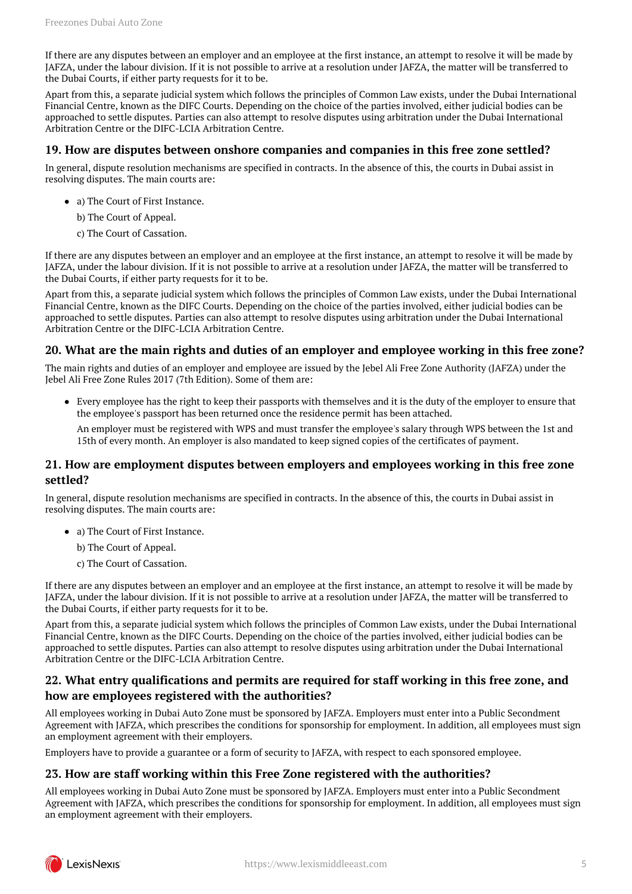If there are any disputes between an employer and an employee at the first instance, an attempt to resolve it will be made by JAFZA, under the labour division. If it is not possible to arrive at a resolution under JAFZA, the matter will be transferred to the Dubai Courts, if either party requests for it to be.

Apart from this, a separate judicial system which follows the principles of Common Law exists, under the Dubai International Financial Centre, known as the DIFC Courts. Depending on the choice of the parties involved, either judicial bodies can be approached to settle disputes. Parties can also attempt to resolve disputes using arbitration under the Dubai International Arbitration Centre or the DIFC-LCIA Arbitration Centre.

### 19. How are disputes between onshore companies and companies in this free zone settled?

In general, dispute resolution mechanisms are specified in contracts. In the absence of this, the courts in Dubai assist in resolving disputes. The main courts are:

- a) The Court of First Instance.

  b) The Court of Appeal.

  c) The Court of Cassation.

If there are any disputes between an employer and an employee at the first instance, an attempt to resolve it will be made by JAFZA, under the labour division. If it is not possible to arrive at a resolution under JAFZA, the matter will be transferred to the Dubai Courts, if either party requests for it to be.

Apart from this, a separate judicial system which follows the principles of Common Law exists, under the Dubai International Financial Centre, known as the DIFC Courts. Depending on the choice of the parties involved, either judicial bodies can be approached to settle disputes. Parties can also attempt to resolve disputes using arbitration under the Dubai International Arbitration Centre or the DIFC-LCIA Arbitration Centre.

### 20. What are the main rights and duties of an employer and employee working in this free zone?

The main rights and duties of an employer and employee are issued by the Jebel Ali Free Zone Authority (JAFZA) under the Jebel Ali Free Zone Rules 2017 (7th Edition). Some of them are:

- Every employee has the right to keep their passports with themselves and it is the duty of the employer to ensure that the employee's passport has been returned once the residence permit has been attached.

  An employer must be registered with WPS and must transfer the employee's salary through WPS between the 1st and 15th of every month. An employer is also mandated to keep signed copies of the certificates of payment.

### 21. How are employment disputes between employers and employees working in this free zone settled?

In general, dispute resolution mechanisms are specified in contracts. In the absence of this, the courts in Dubai assist in resolving disputes. The main courts are:

- a) The Court of First Instance.

  b) The Court of Appeal.

  c) The Court of Cassation.

If there are any disputes between an employer and an employee at the first instance, an attempt to resolve it will be made by JAFZA, under the labour division. If it is not possible to arrive at a resolution under JAFZA, the matter will be transferred to the Dubai Courts, if either party requests for it to be.

Apart from this, a separate judicial system which follows the principles of Common Law exists, under the Dubai International Financial Centre, known as the DIFC Courts. Depending on the choice of the parties involved, either judicial bodies can be approached to settle disputes. Parties can also attempt to resolve disputes using arbitration under the Dubai International Arbitration Centre or the DIFC-LCIA Arbitration Centre.

### 22. What entry qualifications and permits are required for staff working in this free zone, and how are employees registered with the authorities?

All employees working in Dubai Auto Zone must be sponsored by JAFZA. Employers must enter into a Public Secondment Agreement with JAFZA, which prescribes the conditions for sponsorship for employment. In addition, all employees must sign an employment agreement with their employers.

Employers have to provide a guarantee or a form of security to JAFZA, with respect to each sponsored employee.

### 23. How are staff working within this Free Zone registered with the authorities?

All employees working in Dubai Auto Zone must be sponsored by JAFZA. Employers must enter into a Public Secondment Agreement with JAFZA, which prescribes the conditions for sponsorship for employment. In addition, all employees must sign an employment agreement with their employers.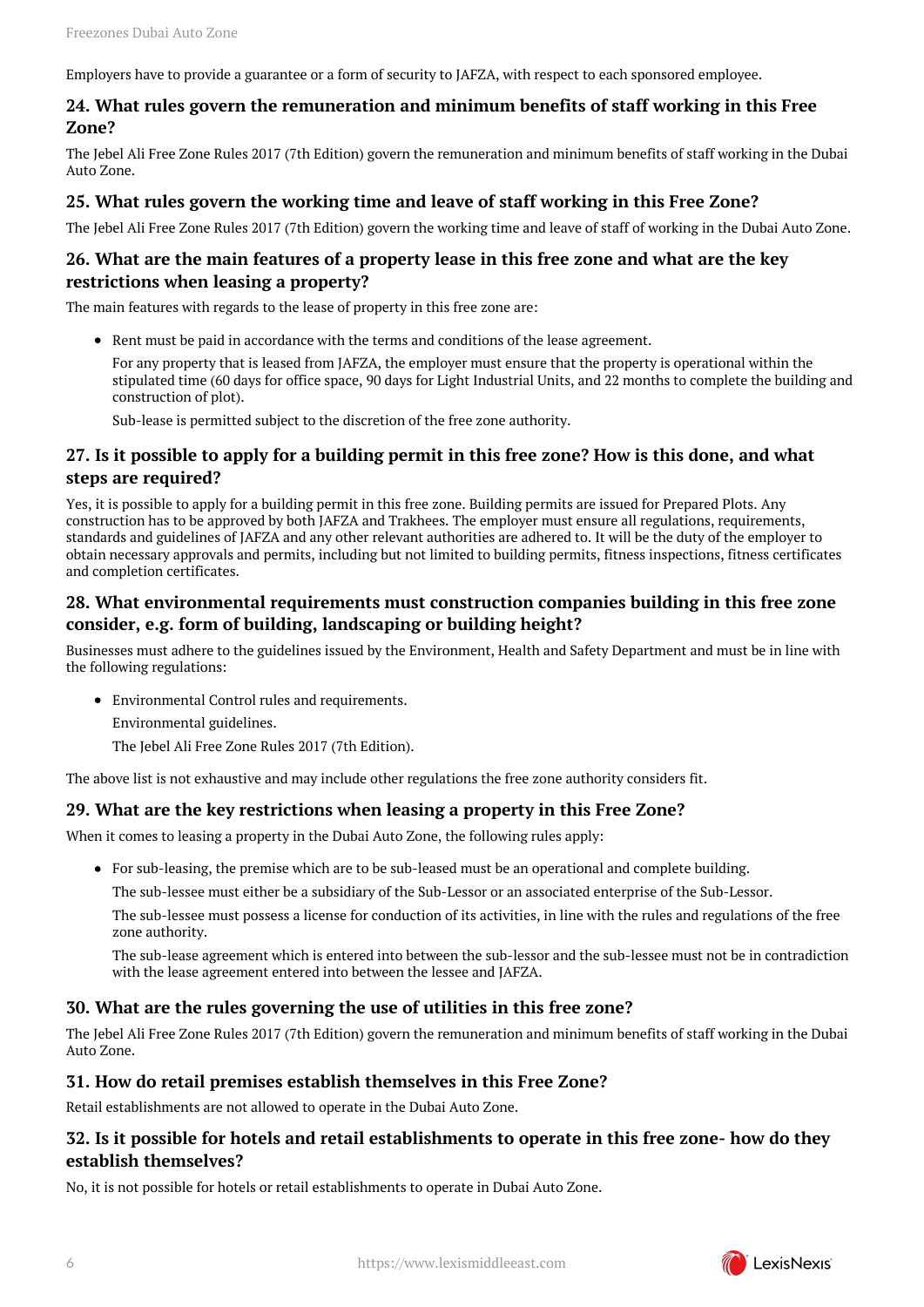Employers have to provide a guarantee or a form of security to JAFZA, with respect to each sponsored employee.

## 24. What rules govern the remuneration and minimum benefits of staff working in this Free Zone?

The Jebel Ali Free Zone Rules 2017 (7th Edition) govern the remuneration and minimum benefits of staff working in the Dubai Auto Zone.

## 25. What rules govern the working time and leave of staff working in this Free Zone?

The Jebel Ali Free Zone Rules 2017 (7th Edition) govern the working time and leave of staff of working in the Dubai Auto Zone.

## 26. What are the main features of a property lease in this free zone and what are the key restrictions when leasing a property?

The main features with regards to the lease of property in this free zone are:

- Rent must be paid in accordance with the terms and conditions of the lease agreement.

  For any property that is leased from JAFZA, the employer must ensure that the property is operational within the stipulated time (60 days for office space, 90 days for Light Industrial Units, and 22 months to complete the building and construction of plot).

  Sub-lease is permitted subject to the discretion of the free zone authority.

## 27. Is it possible to apply for a building permit in this free zone? How is this done, and what steps are required?

Yes, it is possible to apply for a building permit in this free zone. Building permits are issued for Prepared Plots. Any construction has to be approved by both JAFZA and Trakhees. The employer must ensure all regulations, requirements, standards and guidelines of JAFZA and any other relevant authorities are adhered to. It will be the duty of the employer to obtain necessary approvals and permits, including but not limited to building permits, fitness inspections, fitness certificates and completion certificates.

## 28. What environmental requirements must construction companies building in this free zone consider, e.g. form of building, landscaping or building height?

Businesses must adhere to the guidelines issued by the Environment, Health and Safety Department and must be in line with the following regulations:

- Environmental Control rules and requirements.

  Environmental guidelines.

  The Jebel Ali Free Zone Rules 2017 (7th Edition).

The above list is not exhaustive and may include other regulations the free zone authority considers fit.

## 29. What are the key restrictions when leasing a property in this Free Zone?

When it comes to leasing a property in the Dubai Auto Zone, the following rules apply:

- For sub-leasing, the premise which are to be sub-leased must be an operational and complete building.

  The sub-lessee must either be a subsidiary of the Sub-Lessor or an associated enterprise of the Sub-Lessor.

  The sub-lessee must possess a license for conduction of its activities, in line with the rules and regulations of the free zone authority.

  The sub-lease agreement which is entered into between the sub-lessor and the sub-lessee must not be in contradiction with the lease agreement entered into between the lessee and JAFZA.

## 30. What are the rules governing the use of utilities in this free zone?

The Jebel Ali Free Zone Rules 2017 (7th Edition) govern the remuneration and minimum benefits of staff working in the Dubai Auto Zone.

## 31. How do retail premises establish themselves in this Free Zone?

Retail establishments are not allowed to operate in the Dubai Auto Zone.

## 32. Is it possible for hotels and retail establishments to operate in this free zone- how do they establish themselves?

No, it is not possible for hotels or retail establishments to operate in Dubai Auto Zone.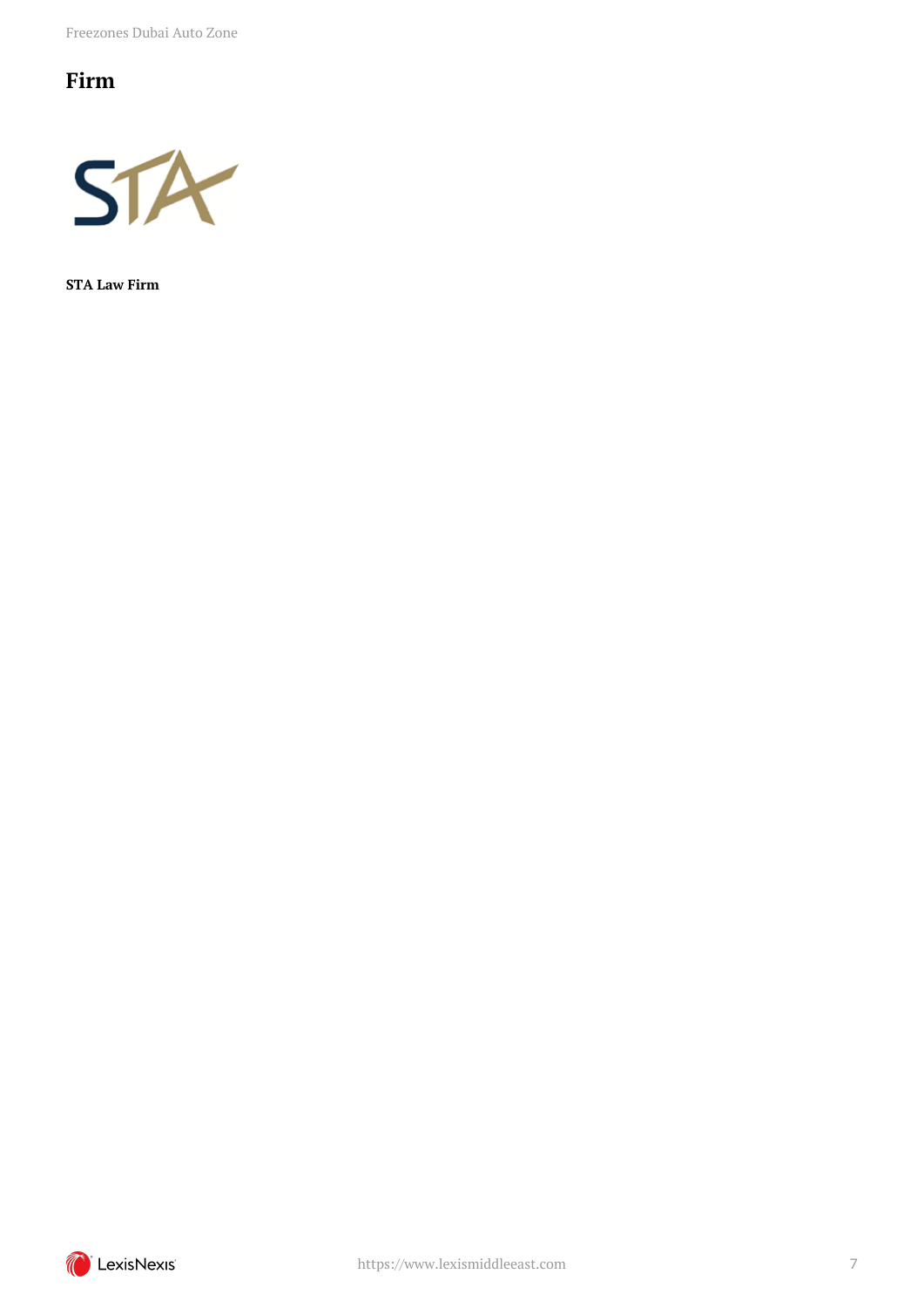## Firm

**STA Law Firm**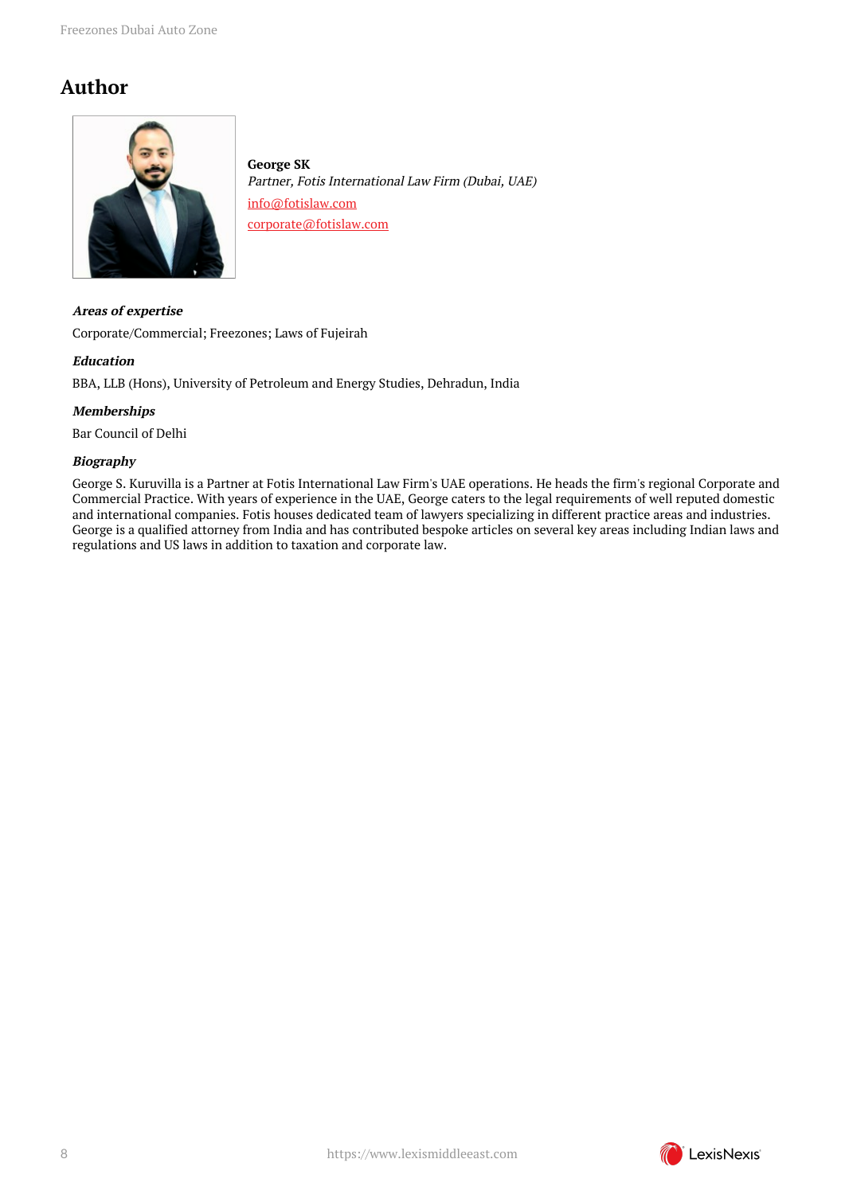# Author

**George SK**
*Partner, Fotis International Law Firm (Dubai, UAE)*
info@fotislaw.com
corporate@fotislaw.com

***Areas of expertise***

Corporate/Commercial; Freezones; Laws of Fujeirah

***Education***

BBA, LLB (Hons), University of Petroleum and Energy Studies, Dehradun, India

***Memberships***

Bar Council of Delhi

***Biography***

George S. Kuruvilla is a Partner at Fotis International Law Firm's UAE operations. He heads the firm's regional Corporate and Commercial Practice. With years of experience in the UAE, George caters to the legal requirements of well reputed domestic and international companies. Fotis houses dedicated team of lawyers specializing in different practice areas and industries. George is a qualified attorney from India and has contributed bespoke articles on several key areas including Indian laws and regulations and US laws in addition to taxation and corporate law.